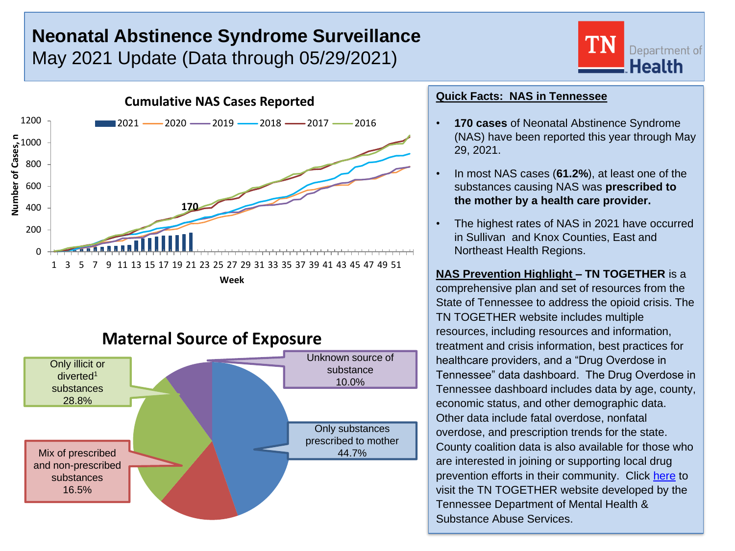# Neonatal Abstinence Syndrome Surveillance

May 2021 Update (Data through 05/29/2021)

TN Department of Health

## Cumulative NAS Cases Reported

Legend: 2021, 2020, 2019, 2018, 2017, 2016

Y-axis: Number of Cases, n (0–1200)

X-axis: Week (1–51)

170

## Maternal Source of Exposure

| Source | Percent |
| --- | --- |
| Only substances prescribed to mother | 44.7% |
| Mix of prescribed and non-prescribed substances | 16.5% |
| Only illicit or diverted[1] substances | 28.8% |
| Unknown source of substance | 10.0% |

## Quick Facts: NAS in Tennessee

- **170 cases** of Neonatal Abstinence Syndrome (NAS) have been reported this year through May 29, 2021.
- In most NAS cases (**61.2%**), at least one of the substances causing NAS was **prescribed to the mother by a health care provider.**
- The highest rates of NAS in 2021 have occurred in Sullivan and Knox Counties, East and Northeast Health Regions.

**NAS Prevention Highlight – TN TOGETHER** is a comprehensive plan and set of resources from the State of Tennessee to address the opioid crisis. The TN TOGETHER website includes multiple resources, including resources and information, treatment and crisis information, best practices for healthcare providers, and a "Drug Overdose in Tennessee" data dashboard. The Drug Overdose in Tennessee dashboard includes data by age, county, economic status, and other demographic data. Other data include fatal overdose, nonfatal overdose, and prescription trends for the state. County coalition data is also available for those who are interested in joining or supporting local drug prevention efforts in their community. Click here to visit the TN TOGETHER website developed by the Tennessee Department of Mental Health & Substance Abuse Services.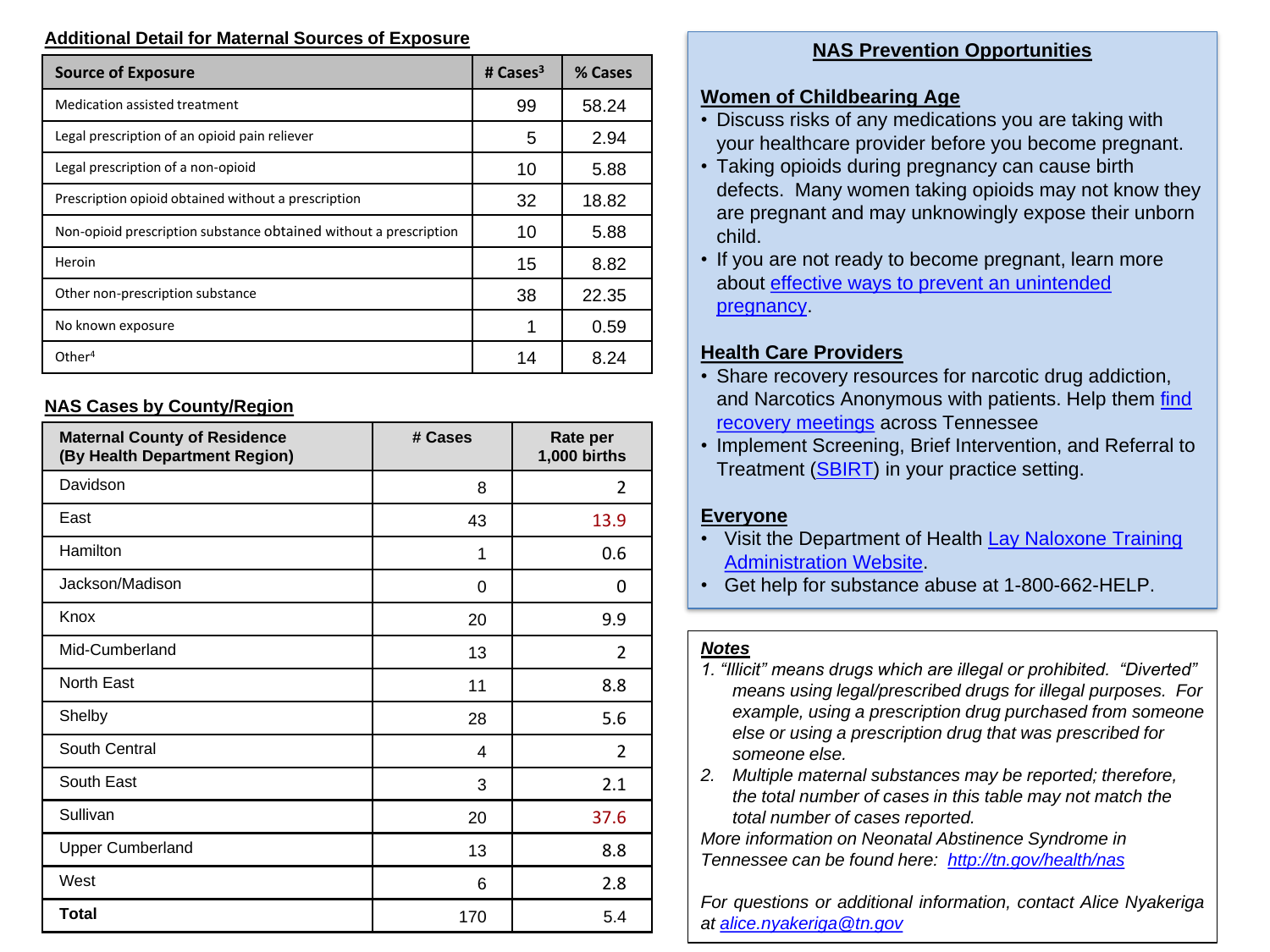## Additional Detail for Maternal Sources of Exposure

| Source of Exposure | # Cases[3] | % Cases |
|---|---|---|
| Medication assisted treatment | 99 | 58.24 |
| Legal prescription of an opioid pain reliever | 5 | 2.94 |
| Legal prescription of a non-opioid | 10 | 5.88 |
| Prescription opioid obtained without a prescription | 32 | 18.82 |
| Non-opioid prescription substance obtained without a prescription | 10 | 5.88 |
| Heroin | 15 | 8.82 |
| Other non-prescription substance | 38 | 22.35 |
| No known exposure | 1 | 0.59 |
| Other[4] | 14 | 8.24 |

## NAS Cases by County/Region

| Maternal County of Residence (By Health Department Region) | # Cases | Rate per 1,000 births |
|---|---|---|
| Davidson | 8 | 2 |
| East | 43 | 13.9 |
| Hamilton | 1 | 0.6 |
| Jackson/Madison | 0 | 0 |
| Knox | 20 | 9.9 |
| Mid-Cumberland | 13 | 2 |
| North East | 11 | 8.8 |
| Shelby | 28 | 5.6 |
| South Central | 4 | 2 |
| South East | 3 | 2.1 |
| Sullivan | 20 | 37.6 |
| Upper Cumberland | 13 | 8.8 |
| West | 6 | 2.8 |
| **Total** | 170 | 5.4 |

## NAS Prevention Opportunities

### Women of Childbearing Age

- Discuss risks of any medications you are taking with your healthcare provider before you become pregnant.
- Taking opioids during pregnancy can cause birth defects. Many women taking opioids may not know they are pregnant and may unknowingly expose their unborn child.
- If you are not ready to become pregnant, learn more about effective ways to prevent an unintended pregnancy.

### Health Care Providers

- Share recovery resources for narcotic drug addiction, and Narcotics Anonymous with patients. Help them find recovery meetings across Tennessee
- Implement Screening, Brief Intervention, and Referral to Treatment (SBIRT) in your practice setting.

### Everyone

- Visit the Department of Health Lay Naloxone Training Administration Website.
- Get help for substance abuse at 1-800-662-HELP.

### *Notes*

1. *"Illicit" means drugs which are illegal or prohibited. "Diverted" means using legal/prescribed drugs for illegal purposes. For example, using a prescription drug purchased from someone else or using a prescription drug that was prescribed for someone else.*
2. *Multiple maternal substances may be reported; therefore, the total number of cases in this table may not match the total number of cases reported.*

*More information on Neonatal Abstinence Syndrome in Tennessee can be found here: http://tn.gov/health/nas*

*For questions or additional information, contact Alice Nyakeriga at alice.nyakeriga@tn.gov*